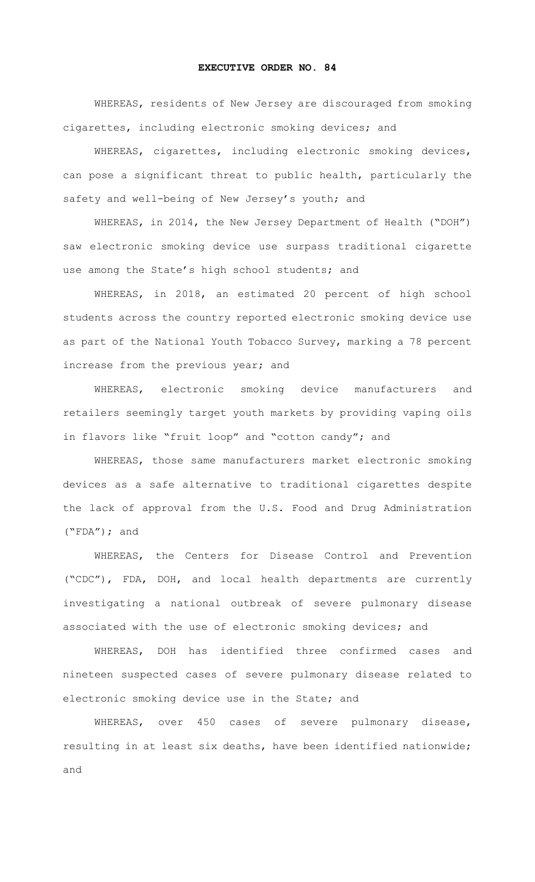# EXECUTIVE ORDER NO. 84

WHEREAS, residents of New Jersey are discouraged from smoking cigarettes, including electronic smoking devices; and

WHEREAS, cigarettes, including electronic smoking devices, can pose a significant threat to public health, particularly the safety and well-being of New Jersey's youth; and

WHEREAS, in 2014, the New Jersey Department of Health ("DOH") saw electronic smoking device use surpass traditional cigarette use among the State's high school students; and

WHEREAS, in 2018, an estimated 20 percent of high school students across the country reported electronic smoking device use as part of the National Youth Tobacco Survey, marking a 78 percent increase from the previous year; and

WHEREAS, electronic smoking device manufacturers and retailers seemingly target youth markets by providing vaping oils in flavors like "fruit loop" and "cotton candy"; and

WHEREAS, those same manufacturers market electronic smoking devices as a safe alternative to traditional cigarettes despite the lack of approval from the U.S. Food and Drug Administration ("FDA"); and

WHEREAS, the Centers for Disease Control and Prevention ("CDC"), FDA, DOH, and local health departments are currently investigating a national outbreak of severe pulmonary disease associated with the use of electronic smoking devices; and

WHEREAS, DOH has identified three confirmed cases and nineteen suspected cases of severe pulmonary disease related to electronic smoking device use in the State; and

WHEREAS, over 450 cases of severe pulmonary disease, resulting in at least six deaths, have been identified nationwide; and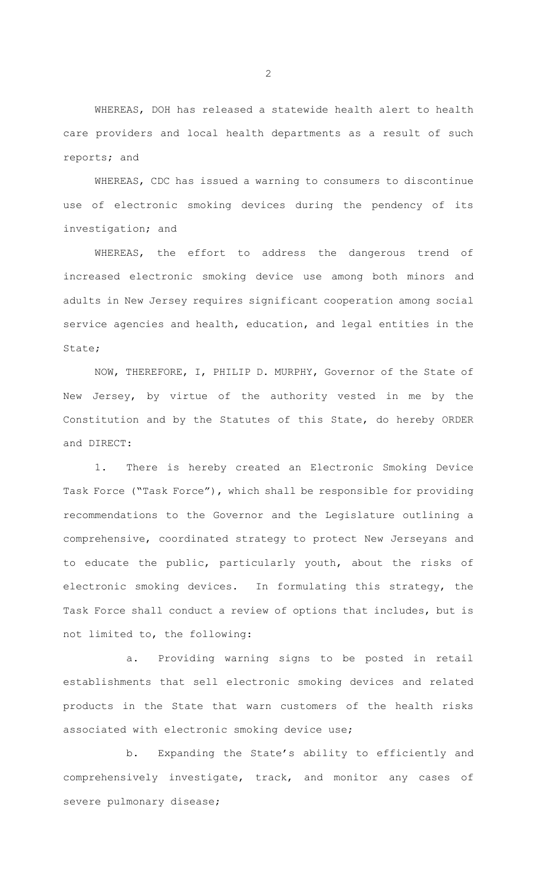WHEREAS, DOH has released a statewide health alert to health care providers and local health departments as a result of such reports; and

WHEREAS, CDC has issued a warning to consumers to discontinue use of electronic smoking devices during the pendency of its investigation; and

WHEREAS, the effort to address the dangerous trend of increased electronic smoking device use among both minors and adults in New Jersey requires significant cooperation among social service agencies and health, education, and legal entities in the State;

NOW, THEREFORE, I, PHILIP D. MURPHY, Governor of the State of New Jersey, by virtue of the authority vested in me by the Constitution and by the Statutes of this State, do hereby ORDER and DIRECT:

1. There is hereby created an Electronic Smoking Device Task Force ("Task Force"), which shall be responsible for providing recommendations to the Governor and the Legislature outlining a comprehensive, coordinated strategy to protect New Jerseyans and to educate the public, particularly youth, about the risks of electronic smoking devices. In formulating this strategy, the Task Force shall conduct a review of options that includes, but is not limited to, the following:

   a. Providing warning signs to be posted in retail establishments that sell electronic smoking devices and related products in the State that warn customers of the health risks associated with electronic smoking device use;

   b. Expanding the State's ability to efficiently and comprehensively investigate, track, and monitor any cases of severe pulmonary disease;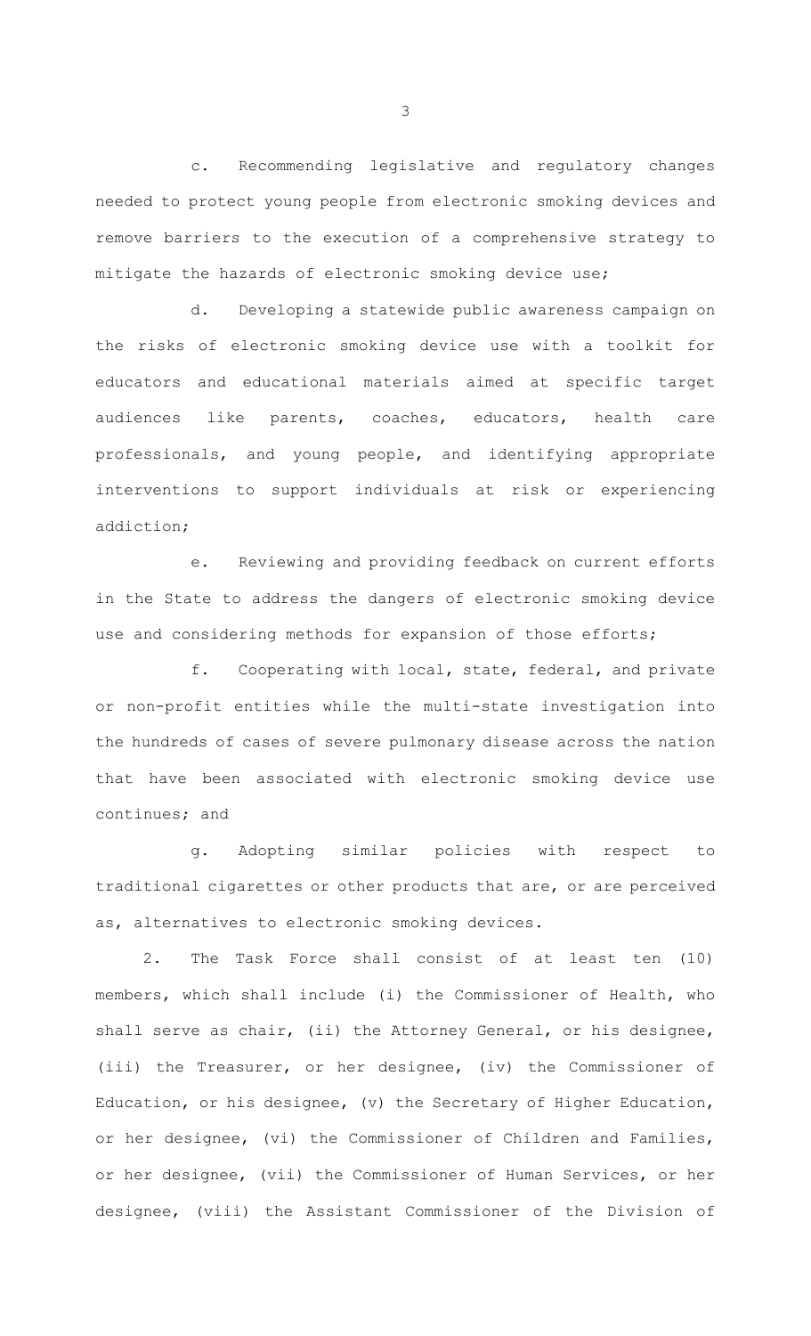c. Recommending legislative and regulatory changes needed to protect young people from electronic smoking devices and remove barriers to the execution of a comprehensive strategy to mitigate the hazards of electronic smoking device use;

d. Developing a statewide public awareness campaign on the risks of electronic smoking device use with a toolkit for educators and educational materials aimed at specific target audiences like parents, coaches, educators, health care professionals, and young people, and identifying appropriate interventions to support individuals at risk or experiencing addiction;

e. Reviewing and providing feedback on current efforts in the State to address the dangers of electronic smoking device use and considering methods for expansion of those efforts;

f. Cooperating with local, state, federal, and private or non-profit entities while the multi-state investigation into the hundreds of cases of severe pulmonary disease across the nation that have been associated with electronic smoking device use continues; and

g. Adopting similar policies with respect to traditional cigarettes or other products that are, or are perceived as, alternatives to electronic smoking devices.

2. The Task Force shall consist of at least ten (10) members, which shall include (i) the Commissioner of Health, who shall serve as chair, (ii) the Attorney General, or his designee, (iii) the Treasurer, or her designee, (iv) the Commissioner of Education, or his designee, (v) the Secretary of Higher Education, or her designee, (vi) the Commissioner of Children and Families, or her designee, (vii) the Commissioner of Human Services, or her designee, (viii) the Assistant Commissioner of the Division of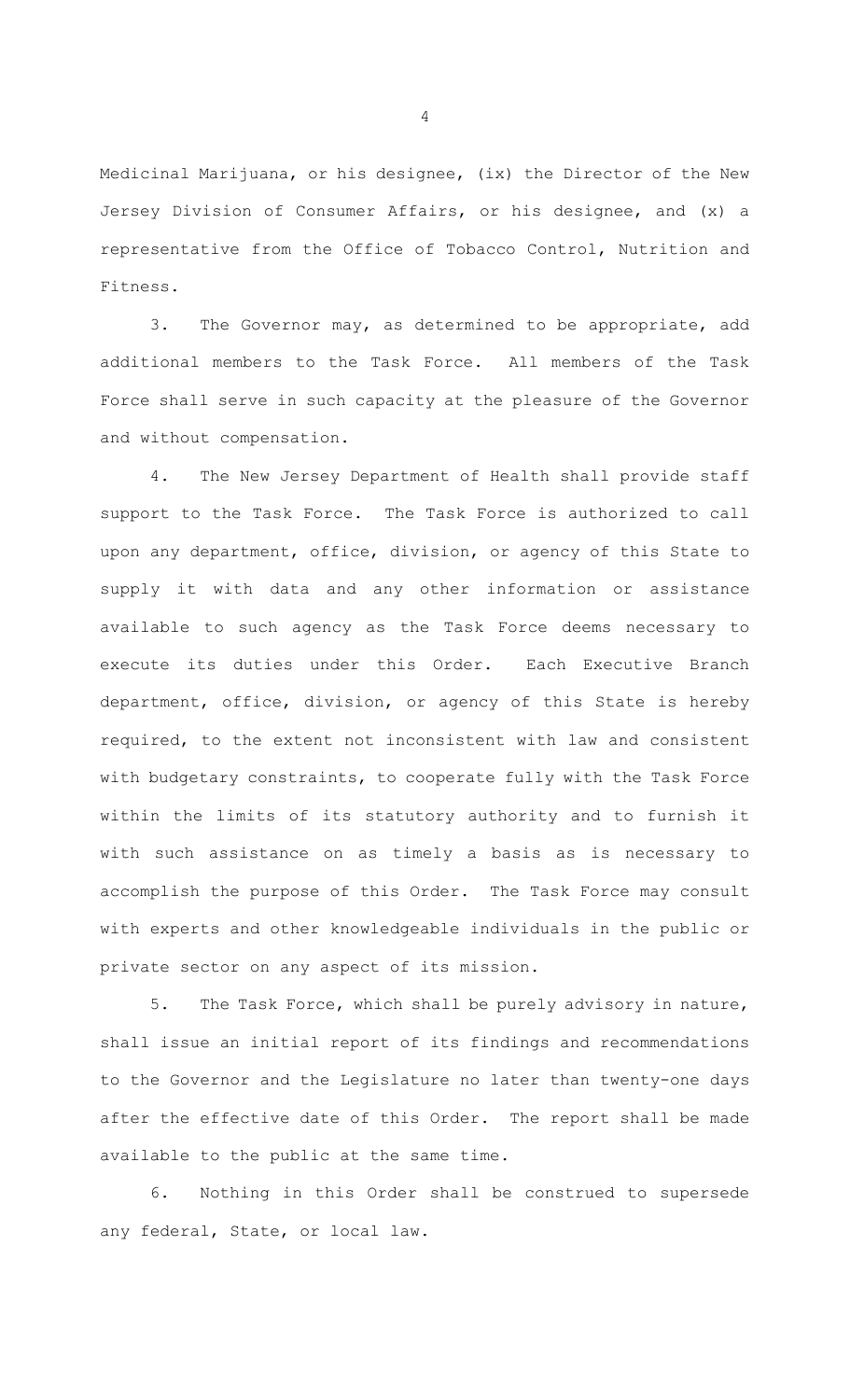Medicinal Marijuana, or his designee, (ix) the Director of the New Jersey Division of Consumer Affairs, or his designee, and (x) a representative from the Office of Tobacco Control, Nutrition and Fitness.

3. The Governor may, as determined to be appropriate, add additional members to the Task Force. All members of the Task Force shall serve in such capacity at the pleasure of the Governor and without compensation.

4. The New Jersey Department of Health shall provide staff support to the Task Force. The Task Force is authorized to call upon any department, office, division, or agency of this State to supply it with data and any other information or assistance available to such agency as the Task Force deems necessary to execute its duties under this Order. Each Executive Branch department, office, division, or agency of this State is hereby required, to the extent not inconsistent with law and consistent with budgetary constraints, to cooperate fully with the Task Force within the limits of its statutory authority and to furnish it with such assistance on as timely a basis as is necessary to accomplish the purpose of this Order. The Task Force may consult with experts and other knowledgeable individuals in the public or private sector on any aspect of its mission.

5. The Task Force, which shall be purely advisory in nature, shall issue an initial report of its findings and recommendations to the Governor and the Legislature no later than twenty-one days after the effective date of this Order. The report shall be made available to the public at the same time.

6. Nothing in this Order shall be construed to supersede any federal, State, or local law.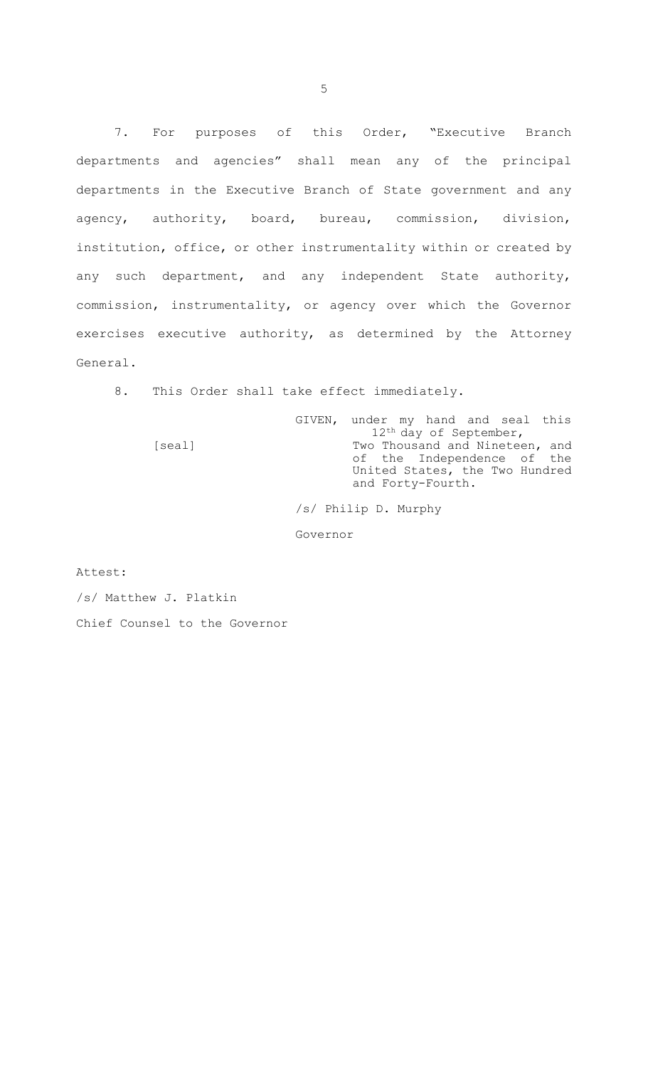7. For purposes of this Order, "Executive Branch departments and agencies" shall mean any of the principal departments in the Executive Branch of State government and any agency, authority, board, bureau, commission, division, institution, office, or other instrumentality within or created by any such department, and any independent State authority, commission, instrumentality, or agency over which the Governor exercises executive authority, as determined by the Attorney General.

8. This Order shall take effect immediately.

[seal]

GIVEN, under my hand and seal this 12th day of September, Two Thousand and Nineteen, and of the Independence of the United States, the Two Hundred and Forty-Fourth.

/s/ Philip D. Murphy

Governor

Attest:

/s/ Matthew J. Platkin

Chief Counsel to the Governor